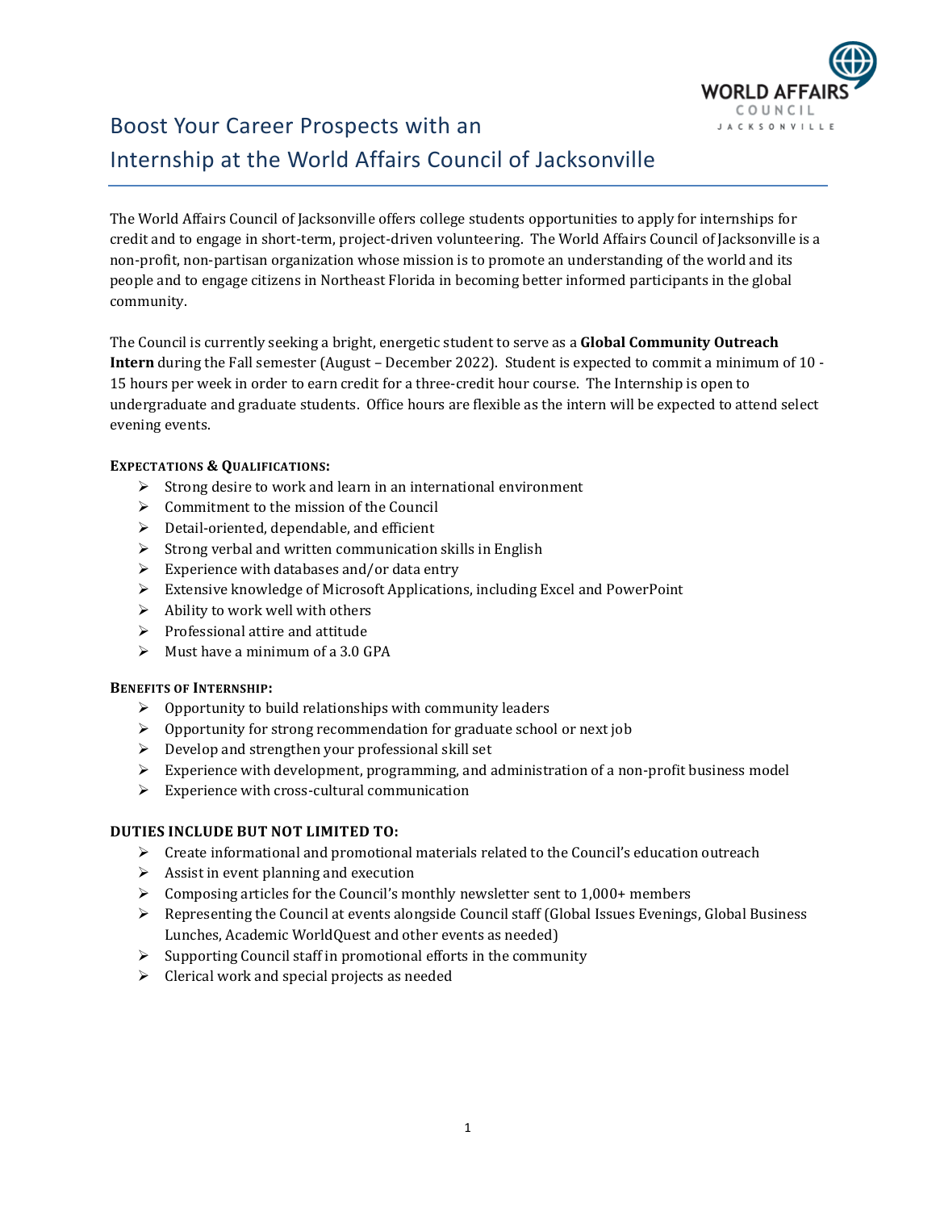# Boost Your Career Prospects with an Internship at the World Affairs Council of Jacksonville

The World Affairs Council of Jacksonville offers college students opportunities to apply for internships for credit and to engage in short-term, project-driven volunteering. The World Affairs Council of Jacksonville is a non-profit, non-partisan organization whose mission is to promote an understanding of the world and its people and to engage citizens in Northeast Florida in becoming better informed participants in the global community.

The Council is currently seeking a bright, energetic student to serve as a **Global Community Outreach Intern** during the Fall semester (August – December 2022). Student is expected to commit a minimum of 10 - 15 hours per week in order to earn credit for a three-credit hour course. The Internship is open to undergraduate and graduate students. Office hours are flexible as the intern will be expected to attend select evening events.

**EXPECTATIONS & QUALIFICATIONS:**

- Strong desire to work and learn in an international environment
- Commitment to the mission of the Council
- Detail-oriented, dependable, and efficient
- Strong verbal and written communication skills in English
- Experience with databases and/or data entry
- Extensive knowledge of Microsoft Applications, including Excel and PowerPoint
- Ability to work well with others
- Professional attire and attitude
- Must have a minimum of a 3.0 GPA

**BENEFITS OF INTERNSHIP:**

- Opportunity to build relationships with community leaders
- Opportunity for strong recommendation for graduate school or next job
- Develop and strengthen your professional skill set
- Experience with development, programming, and administration of a non-profit business model
- Experience with cross-cultural communication

**DUTIES INCLUDE BUT NOT LIMITED TO:**

- Create informational and promotional materials related to the Council's education outreach
- Assist in event planning and execution
- Composing articles for the Council's monthly newsletter sent to 1,000+ members
- Representing the Council at events alongside Council staff (Global Issues Evenings, Global Business Lunches, Academic WorldQuest and other events as needed)
- Supporting Council staff in promotional efforts in the community
- Clerical work and special projects as needed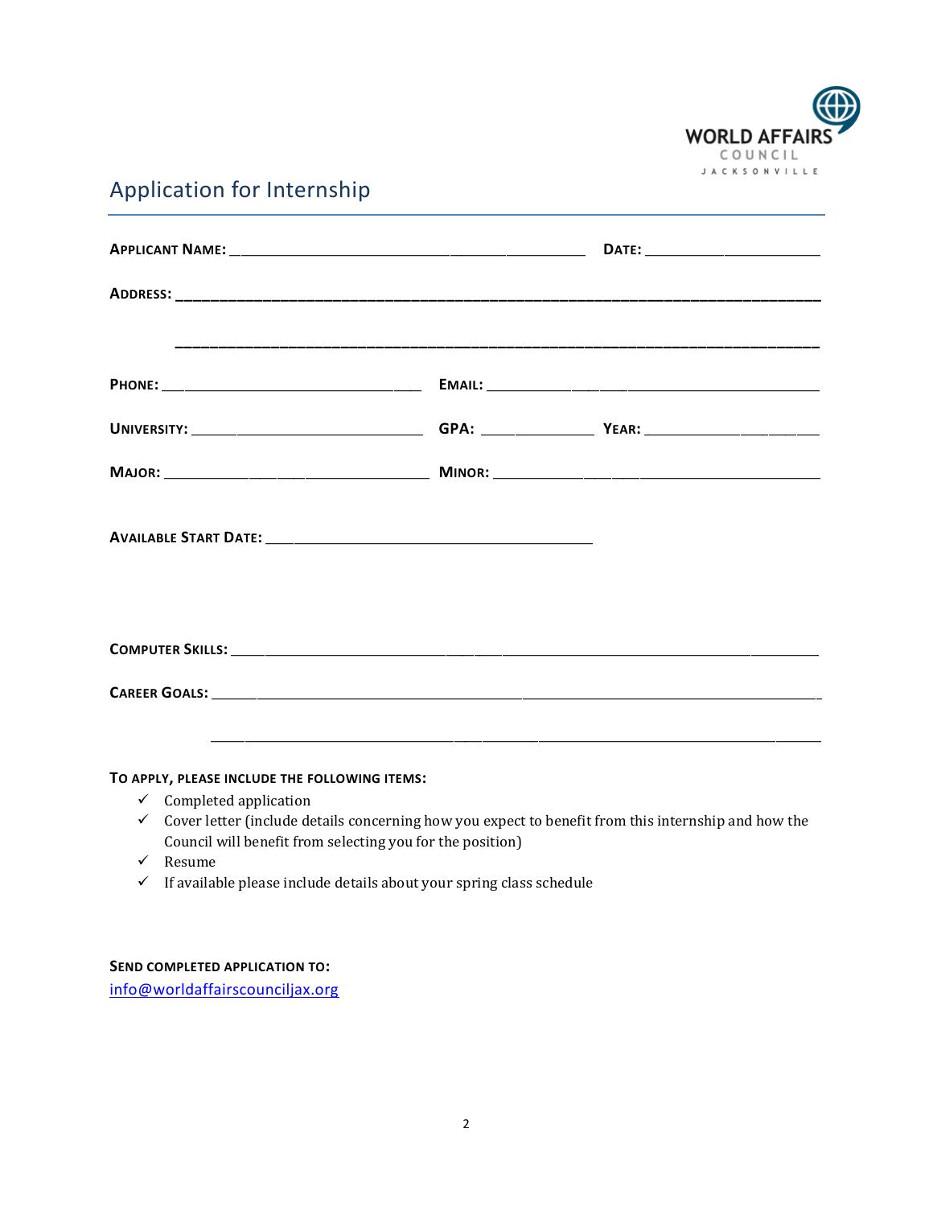WORLD AFFAIRS COUNCIL JACKSONVILLE

# Application for Internship

**APPLICANT NAME:** ________________________________________ **DATE:** ____________________

**ADDRESS:** ____________________________________________________________________

____________________________________________________________________

**PHONE:** ____________________________ **EMAIL:** ________________________________________

**UNIVERSITY:** __________________________ **GPA:** ____________ **YEAR:** ____________________

**MAJOR:** ______________________________ **MINOR:** ________________________________________

**AVAILABLE START DATE:** ____________________________________

**COMPUTER SKILLS:** __________________________________________________________________

**CAREER GOALS:** ____________________________________________________________________

____________________________________________________________________

**TO APPLY, PLEASE INCLUDE THE FOLLOWING ITEMS:**

- ✓ Completed application
- ✓ Cover letter (include details concerning how you expect to benefit from this internship and how the Council will benefit from selecting you for the position)
- ✓ Resume
- ✓ If available please include details about your spring class schedule

**SEND COMPLETED APPLICATION TO:**

info@worldaffairscounciljax.org